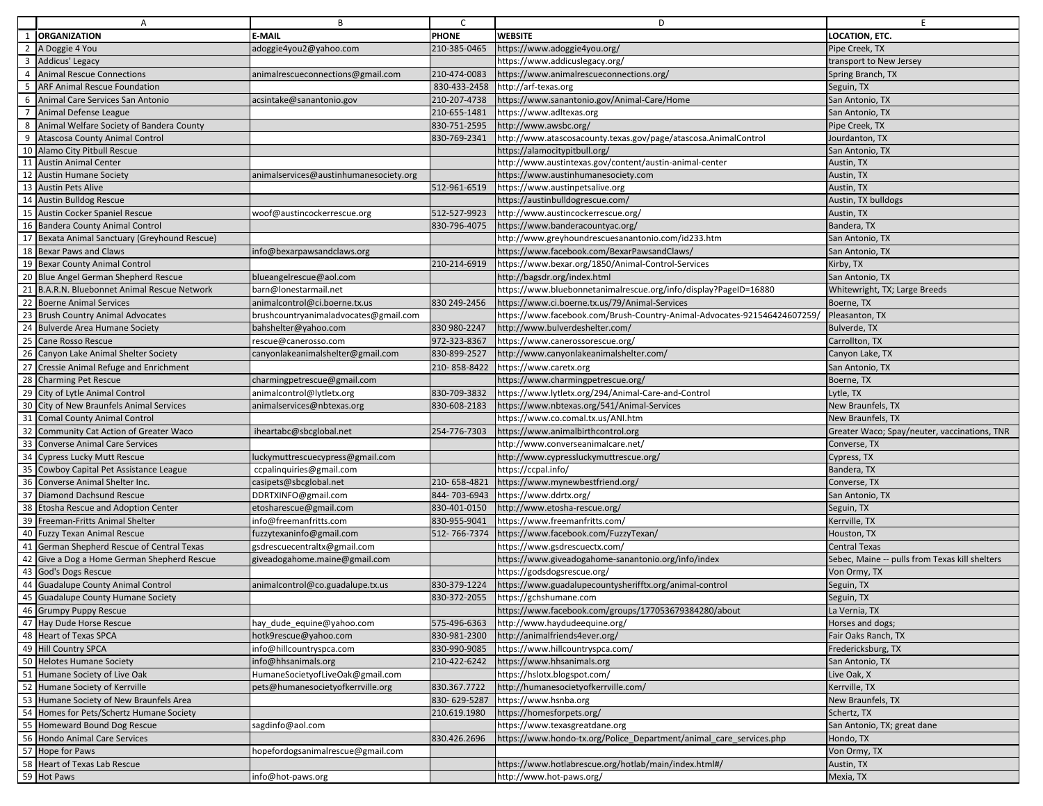| ORGANIZATION | E-MAIL | PHONE | WEBSITE | LOCATION, ETC. |
|---|---|---|---|---|
| A Doggie 4 You | adoggie4you2@yahoo.com | 210-385-0465 | https://www.adoggie4you.org/ | Pipe Creek, TX |
| Addicus' Legacy | | | https://www.addicuslegacy.org/ | transport to New Jersey |
| Animal Rescue Connections | animalrescueconnections@gmail.com | 210-474-0083 | https://www.animalrescueconnections.org/ | Spring Branch, TX |
| ARF Animal Rescue Foundation | | 830-433-2458 | http://arf-texas.org | Seguin, TX |
| Animal Care Services San Antonio | acsintake@sanantonio.gov | 210-207-4738 | https://www.sanantonio.gov/Animal-Care/Home | San Antonio, TX |
| Animal Defense League | | 210-655-1481 | https://www.adltexas.org | San Antonio, TX |
| Animal Welfare Society of Bandera County | | 830-751-2595 | http://www.awsbc.org/ | Pipe Creek, TX |
| Atascosa County Animal Control | | 830-769-2341 | http://www.atascosacounty.texas.gov/page/atascosa.AnimalControl | Jourdanton, TX |
| Alamo City Pitbull Rescue | | | https://alamocitypitbull.org/ | San Antonio, TX |
| Austin Animal Center | | | http://www.austintexas.gov/content/austin-animal-center | Austin, TX |
| Austin Humane Society | animalservices@austinhumanesociety.org | | https://www.austinhumanesociety.com | Austin, TX |
| Austin Pets Alive | | 512-961-6519 | https://www.austinpetsalive.org | Austin, TX |
| Austin Bulldog Rescue | | | https://austinbulldogrescue.com/ | Austin, TX bulldogs |
| Austin Cocker Spaniel Rescue | woof@austincockerrescue.org | 512-527-9923 | http://www.austincockerrescue.org/ | Austin, TX |
| Bandera County Animal Control | | 830-796-4075 | https://www.banderacountyac.org/ | Bandera, TX |
| Bexata Animal Sanctuary (Greyhound Rescue) | | | http://www.greyhoundrescuesanantonio.com/id233.htm | San Antonio, TX |
| Bexar Paws and Claws | info@bexarpawsandclaws.org | | https://www.facebook.com/BexarPawsandClaws/ | San Antonio, TX |
| Bexar County Animal Control | | 210-214-6919 | https://www.bexar.org/1850/Animal-Control-Services | Kirby, TX |
| Blue Angel German Shepherd Rescue | blueangelrescue@aol.com | | http://bagsdr.org/index.html | San Antonio, TX |
| B.A.R.N. Bluebonnet Animal Rescue Network | barn@lonestarmail.net | | https://www.bluebonnetanimalrescue.org/info/display?PageID=16880 | Whitewright, TX; Large Breeds |
| Boerne Animal Services | animalcontrol@ci.boerne.tx.us | 830 249-2456 | https://www.ci.boerne.tx.us/79/Animal-Services | Boerne, TX |
| Brush Country Animal Advocates | brushcountryanimaladvocates@gmail.com | | https://www.facebook.com/Brush-Country-Animal-Advocates-921546424607259/ | Pleasanton, TX |
| Bulverde Area Humane Society | bahshelter@yahoo.com | 830 980-2247 | http://www.bulverdeshelter.com/ | Bulverde, TX |
| Cane Rosso Rescue | rescue@canerosso.com | 972-323-8367 | https://www.canerossorescue.org/ | Carrollton, TX |
| Canyon Lake Animal Shelter Society | canyonlakeanimalshelter@gmail.com | 830-899-2527 | http://www.canyonlakeanimalshelter.com/ | Canyon Lake, TX |
| Cressie Animal Refuge and Enrichment | | 210- 858-8422 | https://www.caretx.org | San Antonio, TX |
| Charming Pet Rescue | charmingpetrescue@gmail.com | | https://www.charmingpetrescue.org/ | Boerne, TX |
| City of Lytle Animal Control | animalcontrol@lytletx.org | 830-709-3832 | https://www.lytletx.org/294/Animal-Care-and-Control | Lytle, TX |
| City of New Braunfels Animal Services | animalservices@nbtexas.org | 830-608-2183 | https://www.nbtexas.org/541/Animal-Services | New Braunfels, TX |
| Comal County Animal Control | | | https://www.co.comal.tx.us/ANI.htm | New Braunfels, TX |
| Community Cat Action of Greater Waco | iheartabc@sbcglobal.net | 254-776-7303 | https://www.animalbirthcontrol.org | Greater Waco; Spay/neuter, vaccinations, TNR |
| Converse Animal Care Services | | | http://www.converseanimalcare.net/ | Converse, TX |
| Cypress Lucky Mutt Rescue | luckymuttrescuecypress@gmail.com | | http://www.cypressluckymuttrescue.org/ | Cypress, TX |
| Cowboy Capital Pet Assistance League | ccpalinquiries@gmail.com | | https://ccpal.info/ | Bandera, TX |
| Converse Animal Shelter Inc. | casipets@sbcglobal.net | 210- 658-4821 | https://www.mynewbestfriend.org/ | Converse, TX |
| Diamond Dachsund Rescue | DDRTXINFO@gmail.com | 844- 703-6943 | https://www.ddrtx.org/ | San Antonio, TX |
| Etosha Rescue and Adoption Center | etosharescue@gmail.com | 830-401-0150 | http://www.etosha-rescue.org/ | Seguin, TX |
| Freeman-Fritts Animal Shelter | info@freemanfritts.com | 830-955-9041 | https://www.freemanfritts.com/ | Kerrville, TX |
| Fuzzy Texan Animal Rescue | fuzzytexaninfo@gmail.com | 512- 766-7374 | https://www.facebook.com/FuzzyTexan/ | Houston, TX |
| German Shepherd Rescue of Central Texas | gsdrescuecentraltx@gmail.com | | https://www.gsdrescuectx.com/ | Central Texas |
| Give a Dog a Home German Shepherd Rescue | giveadogahome.maine@gmail.com | | https://www.giveadogahome-sanantonio.org/info/index | Sebec, Maine -- pulls from Texas kill shelters |
| God's Dogs Rescue | | | https://godsdogsrescue.org/ | Von Ormy, TX |
| Guadalupe County Animal Control | animalcontrol@co.guadalupe.tx.us | 830-379-1224 | https://www.guadalupecountysherifftx.org/animal-control | Seguin, TX |
| Guadalupe County Humane Society | | 830-372-2055 | https://gchshumane.com | Seguin, TX |
| Grumpy Puppy Rescue | | | https://www.facebook.com/groups/177053679384280/about | La Vernia, TX |
| Hay Dude Horse Rescue | hay_dude_equine@yahoo.com | 575-496-6363 | http://www.haydudeequine.org/ | Horses and dogs; |
| Heart of Texas SPCA | hotk9rescue@yahoo.com | 830-981-2300 | http://animalfriends4ever.org/ | Fair Oaks Ranch, TX |
| Hill Country SPCA | info@hillcountryspca.com | 830-990-9085 | https://www.hillcountryspca.com/ | Fredericksburg, TX |
| Helotes Humane Society | info@hhsanimals.org | 210-422-6242 | https://www.hhsanimals.org | San Antonio, TX |
| Humane Society of Live Oak | HumaneSocietyofLiveOak@gmail.com | | https://hslotx.blogspot.com/ | Live Oak, X |
| Humane Society of Kerrville | pets@humanesocietyofkerrville.org | 830.367.7722 | http://humanesocietyofkerrville.com/ | Kerrville, TX |
| Humane Society of New Braunfels Area | | 830- 629-5287 | https://www.hsnba.org | New Braunfels, TX |
| Homes for Pets/Schertz Humane Society | | 210.619.1980 | https://homesforpets.org/ | Schertz, TX |
| Homeward Bound Dog Rescue | sagdinfo@aol.com | | https://www.texasgreatdane.org | San Antonio, TX; great dane |
| Hondo Animal Care Services | | 830.426.2696 | https://www.hondo-tx.org/Police_Department/animal_care_services.php | Hondo, TX |
| Hope for Paws | hopefordogsanimalrescue@gmail.com | | | Von Ormy, TX |
| Heart of Texas Lab Rescue | | | https://www.hotlabrescue.org/hotlab/main/index.html#/ | Austin, TX |
| Hot Paws | info@hot-paws.org | | http://www.hot-paws.org/ | Mexia, TX |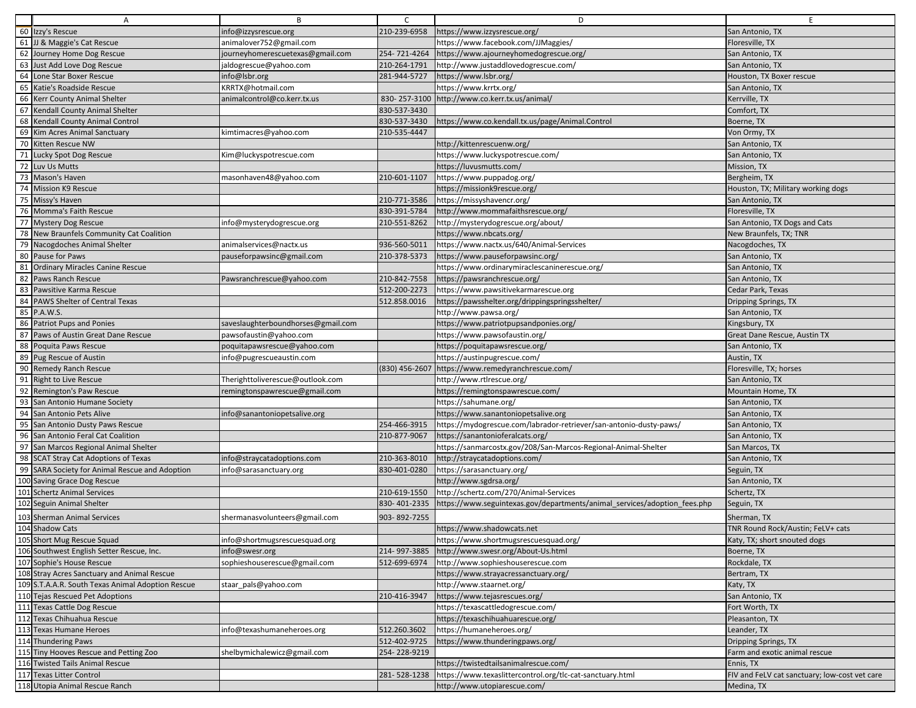| | A | B | C | D | E |
|---|---|---|---|---|---|
| 60 | Izzy's Rescue | info@izzysrescue.org | 210-239-6958 | https://www.izzysrescue.org/ | San Antonio, TX |
| 61 | JJ & Maggie's Cat Rescue | animalover752@gmail.com | | https://www.facebook.com/JJMaggies/ | Floresville, TX |
| 62 | Journey Home Dog Rescue | journeyhomerescuetexas@gmail.com | 254- 721-4264 | https://www.ajourneyhomedogrescue.org/ | San Antonio, TX |
| 63 | Just Add Love Dog Rescue | jaldogrescue@yahoo.com | 210-264-1791 | http://www.justaddlovedogrescue.com/ | San Antonio, TX |
| 64 | Lone Star Boxer Rescue | info@lsbr.org | 281-944-5727 | https://www.lsbr.org/ | Houston, TX Boxer rescue |
| 65 | Katie's Roadside Rescue | KRRTX@hotmail.com | | https://www.krrtx.org/ | San Antonio, TX |
| 66 | Kerr County Animal Shelter | animalcontrol@co.kerr.tx.us | 830- 257-3100 | http://www.co.kerr.tx.us/animal/ | Kerrville, TX |
| 67 | Kendall County Animal Shelter | | 830-537-3430 | | Comfort, TX |
| 68 | Kendall County Animal Control | | 830-537-3430 | https://www.co.kendall.tx.us/page/Animal.Control | Boerne, TX |
| 69 | Kim Acres Animal Sanctuary | kimtimacres@yahoo.com | 210-535-4447 | | Von Ormy, TX |
| 70 | Kitten Rescue NW | | | http://kittenrescuenw.org/ | San Antonio, TX |
| 71 | Lucky Spot Dog Rescue | Kim@luckyspotrescue.com | | https://www.luckyspotrescue.com/ | San Antonio, TX |
| 72 | Luv Us Mutts | | | https://luvusmutts.com/ | Mission, TX |
| 73 | Mason's Haven | masonhaven48@yahoo.com | 210-601-1107 | https://www.puppadog.org/ | Bergheim, TX |
| 74 | Mission K9 Rescue | | | https://missionk9rescue.org/ | Houston, TX; Military working dogs |
| 75 | Missy's Haven | | 210-771-3586 | https://missyshavencr.org/ | San Antonio, TX |
| 76 | Momma's Faith Rescue | | 830-391-5784 | http://www.mommafaithsrescue.org/ | Floresville, TX |
| 77 | Mystery Dog Rescue | info@mysterydogrescue.org | 210-551-8262 | http://mysterydogrescue.org/about/ | San Antonio, TX Dogs and Cats |
| 78 | New Braunfels Community Cat Coalition | | | https://www.nbcats.org/ | New Braunfels, TX; TNR |
| 79 | Nacogdoches Animal Shelter | animalservices@nactx.us | 936-560-5011 | https://www.nactx.us/640/Animal-Services | Nacogdoches, TX |
| 80 | Pause for Paws | pauseforpawsinc@gmail.com | 210-378-5373 | https://www.pauseforpawsinc.org/ | San Antonio, TX |
| 81 | Ordinary Miracles Canine Rescue | | | https://www.ordinarymiraclescaninerescue.org/ | San Antonio, TX |
| 82 | Paws Ranch Rescue | Pawsranchrescue@yahoo.com | 210-842-7558 | https://pawsranchrescue.org/ | San Antonio, TX |
| 83 | Pawsitive Karma Rescue | | 512-200-2273 | https://www.pawsitivekarmarescue.org | Cedar Park, Texas |
| 84 | PAWS Shelter of Central Texas | | 512.858.0016 | https://pawsshelter.org/drippingspringsshelter/ | Dripping Springs, TX |
| 85 | P.A.W.S. | | | http://www.pawsa.org/ | San Antonio, TX |
| 86 | Patriot Pups and Ponies | saveslaughterboundhorses@gmail.com | | https://www.patriotpupsandponies.org/ | Kingsbury, TX |
| 87 | Paws of Austin Great Dane Rescue | pawsofaustin@yahoo.com | | https://www.pawsofaustin.org/ | Great Dane Rescue, Austin TX |
| 88 | Poquita Paws Rescue | poquitapawsrescue@yahoo.com | | https://poquitapawsrescue.org/ | San Antonio, TX |
| 89 | Pug Rescue of Austin | info@pugrescueaustin.com | | https://austinpugrescue.com/ | Austin, TX |
| 90 | Remedy Ranch Rescue | | (830) 456-2607 | https://www.remedyranchrescue.com/ | Floresville, TX; horses |
| 91 | Right to Live Rescue | Therighttoliverescue@outlook.com | | http://www.rtlrescue.org/ | San Antonio, TX |
| 92 | Remington's Paw Rescue | remingtonspawrescue@gmail.com | | https://remingtonspawrescue.com/ | Mountain Home, TX |
| 93 | San Antonio Humane Society | | | https://sahumane.org/ | San Antonio, TX |
| 94 | San Antonio Pets Alive | info@sanantoniopetsalive.org | | https://www.sanantoniopetsalive.org | San Antonio, TX |
| 95 | San Antonio Dusty Paws Rescue | | 254-466-3915 | https://mydogrescue.com/labrador-retriever/san-antonio-dusty-paws/ | San Antonio, TX |
| 96 | San Antonio Feral Cat Coalition | | 210-877-9067 | https://sanantonioferalcats.org/ | San Antonio, TX |
| 97 | San Marcos Regional Animal Shelter | | | https://sanmarcostx.gov/208/San-Marcos-Regional-Animal-Shelter | San Marcos, TX |
| 98 | SCAT Stray Cat Adoptions of Texas | info@straycatadoptions.com | 210-363-8010 | http://straycatadoptions.com/ | San Antonio, TX |
| 99 | SARA Society for Animal Rescue and Adoption | info@sarasanctuary.org | 830-401-0280 | https://sarasanctuary.org/ | Seguin, TX |
| 100 | Saving Grace Dog Rescue | | | http://www.sgdrsa.org/ | San Antonio, TX |
| 101 | Schertz Animal Services | | 210-619-1550 | http://schertz.com/270/Animal-Services | Schertz, TX |
| 102 | Seguin Animal Shelter | | 830- 401-2335 | https://www.seguintexas.gov/departments/animal_services/adoption_fees.php | Seguin, TX |
| 103 | Sherman Animal Services | shermanasvolunteers@gmail.com | 903- 892-7255 | | Sherman, TX |
| 104 | Shadow Cats | | | https://www.shadowcats.net | TNR Round Rock/Austin; FeLV+ cats |
| 105 | Short Mug Rescue Squad | info@shortmugsrescuesquad.org | | https://www.shortmugsrescuesquad.org/ | Katy, TX; short snouted dogs |
| 106 | Southwest English Setter Rescue, Inc. | info@swesr.org | 214- 997-3885 | http://www.swesr.org/About-Us.html | Boerne, TX |
| 107 | Sophie's House Rescue | sophieshouserescue@gmail.com | 512-699-6974 | http://www.sophieshouserescue.com | Rockdale, TX |
| 108 | Stray Acres Sanctuary and Animal Rescue | | | https://www.strayacressanctuary.org/ | Bertram, TX |
| 109 | S.T.A.A.R. South Texas Animal Adoption Rescue | staar_pals@yahoo.com | | http://www.staarnet.org/ | Katy, TX |
| 110 | Tejas Rescued Pet Adoptions | | 210-416-3947 | https://www.tejasrescues.org/ | San Antonio, TX |
| 111 | Texas Cattle Dog Rescue | | | https://texascattledogrescue.com/ | Fort Worth, TX |
| 112 | Texas Chihuahua Rescue | | | https://texaschihuahuarescue.org/ | Pleasanton, TX |
| 113 | Texas Humane Heroes | info@texashumaneheroes.org | 512.260.3602 | https://humaneheroes.org/ | Leander, TX |
| 114 | Thundering Paws | | 512-402-9725 | https://www.thunderingpaws.org/ | Dripping Springs, TX |
| 115 | Tiny Hooves Rescue and Petting Zoo | shelbymichalewicz@gmail.com | 254- 228-9219 | | Farm and exotic animal rescue |
| 116 | Twisted Tails Animal Rescue | | | https://twistedtailsanimalrescue.com/ | Ennis, TX |
| 117 | Texas Litter Control | | 281- 528-1238 | https://www.texaslittercontrol.org/tlc-cat-sanctuary.html | FIV and FeLV cat sanctuary; low-cost vet care |
| 118 | Utopia Animal Rescue Ranch | | | http://www.utopiarescue.com/ | Medina, TX |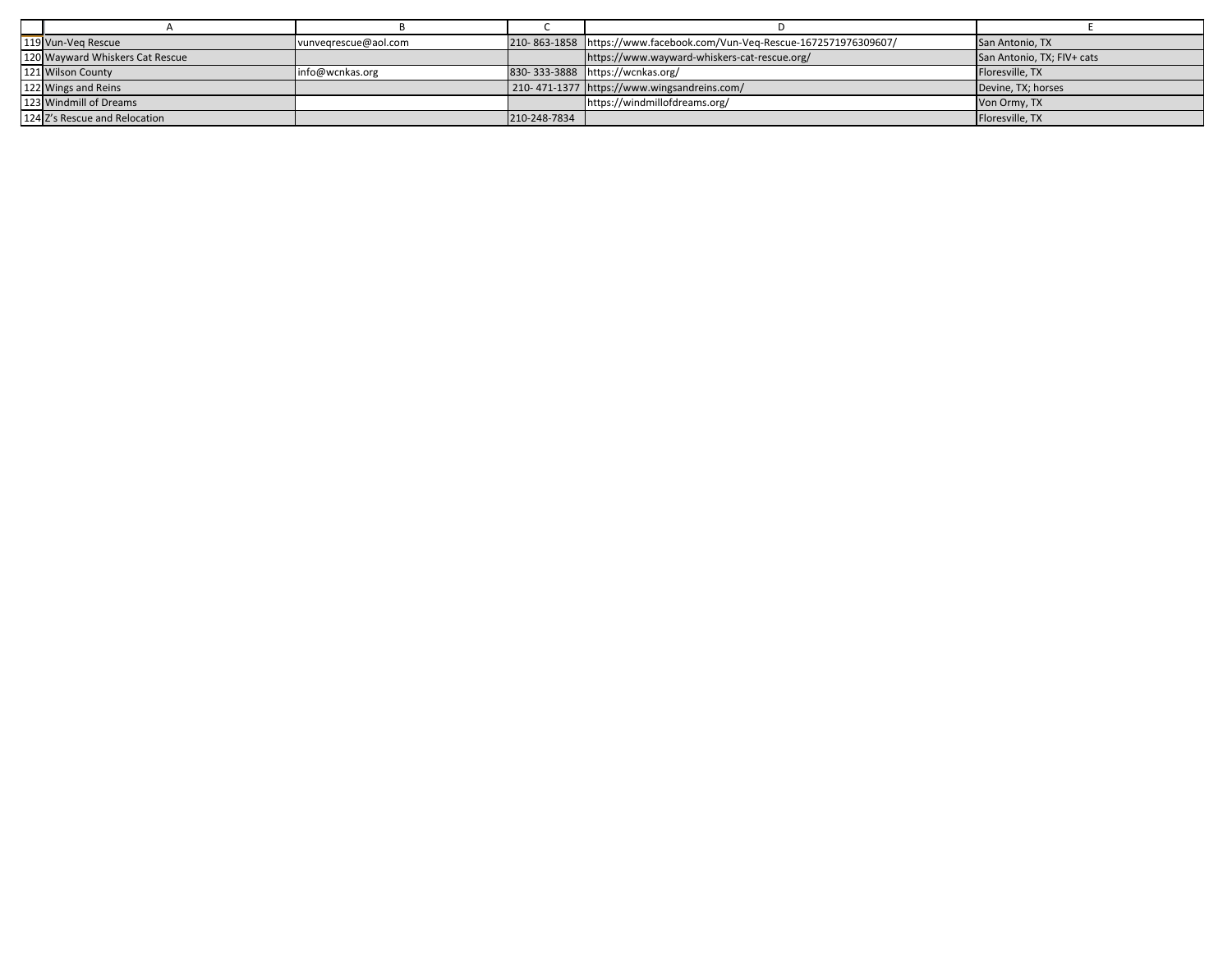| | A | B | C | D | E |
|---|---|---|---|---|---|
| 119 | Vun-Veq Rescue | vunveqrescue@aol.com | 210- 863-1858 | https://www.facebook.com/Vun-Veq-Rescue-1672571976309607/ | San Antonio, TX |
| 120 | Wayward Whiskers Cat Rescue | | | https://www.wayward-whiskers-cat-rescue.org/ | San Antonio, TX; FIV+ cats |
| 121 | Wilson County | info@wcnkas.org | 830- 333-3888 | https://wcnkas.org/ | Floresville, TX |
| 122 | Wings and Reins | | 210- 471-1377 | https://www.wingsandreins.com/ | Devine, TX; horses |
| 123 | Windmill of Dreams | | | https://windmillofdreams.org/ | Von Ormy, TX |
| 124 | Z's Rescue and Relocation | | 210-248-7834 | | Floresville, TX |